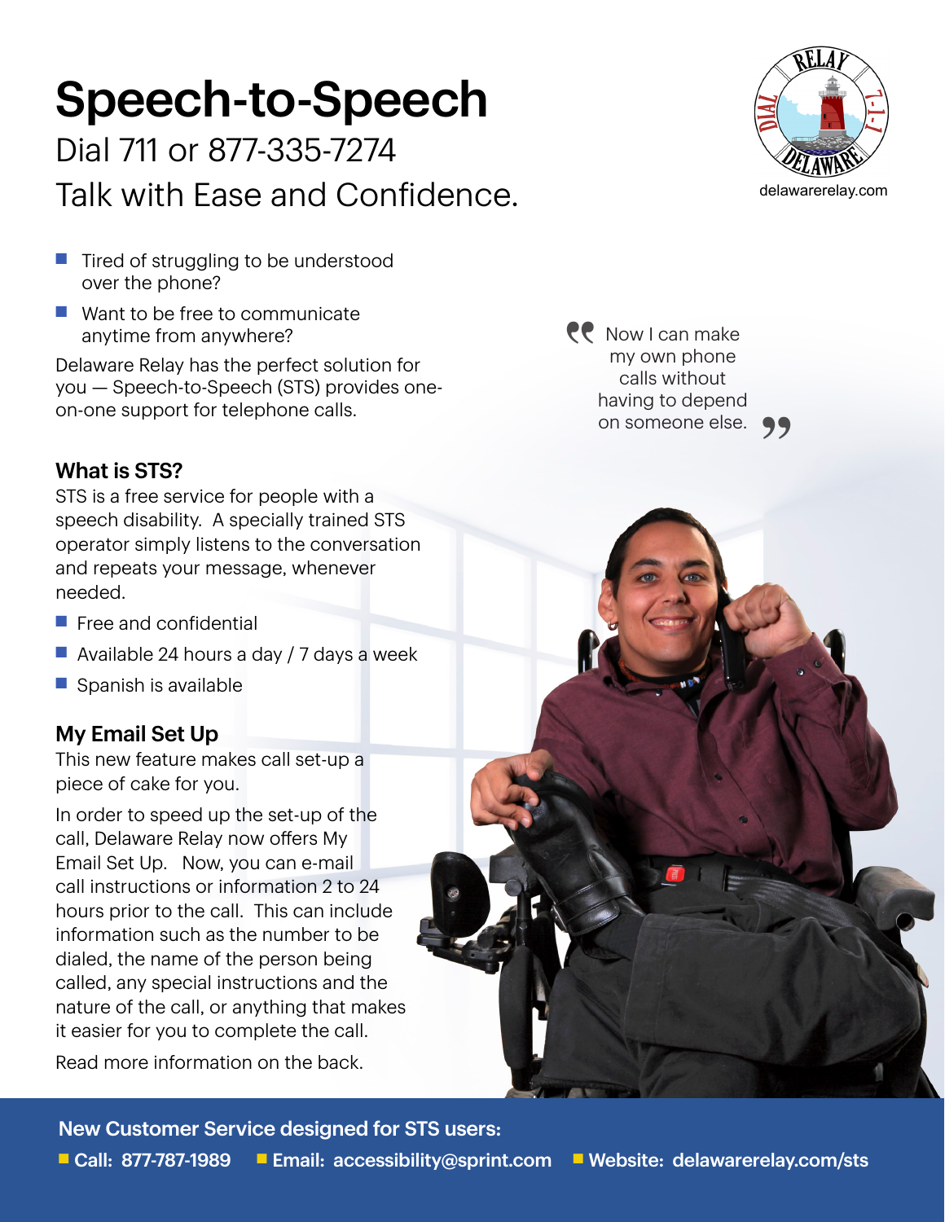# Speech-to-Speech

Dial 711 or 877-335-7274

Talk with Ease and Confidence.

delawarerelay.com

- Tired of struggling to be understood over the phone?
- Want to be free to communicate anytime from anywhere?

Delaware Relay has the perfect solution for you — Speech-to-Speech (STS) provides one-on-one support for telephone calls.

> "Now I can make my own phone calls without having to depend on someone else."

## What is STS?

STS is a free service for people with a speech disability. A specially trained STS operator simply listens to the conversation and repeats your message, whenever needed.

- Free and confidential
- Available 24 hours a day / 7 days a week
- Spanish is available

## My Email Set Up

This new feature makes call set-up a piece of cake for you.

In order to speed up the set-up of the call, Delaware Relay now offers My Email Set Up. Now, you can e-mail call instructions or information 2 to 24 hours prior to the call. This can include information such as the number to be dialed, the name of the person being called, any special instructions and the nature of the call, or anything that makes it easier for you to complete the call.

Read more information on the back.

**New Customer Service designed for STS users:**

- **Call: 877-787-1989**
- **Email: accessibility@sprint.com**
- **Website: delawarerelay.com/sts**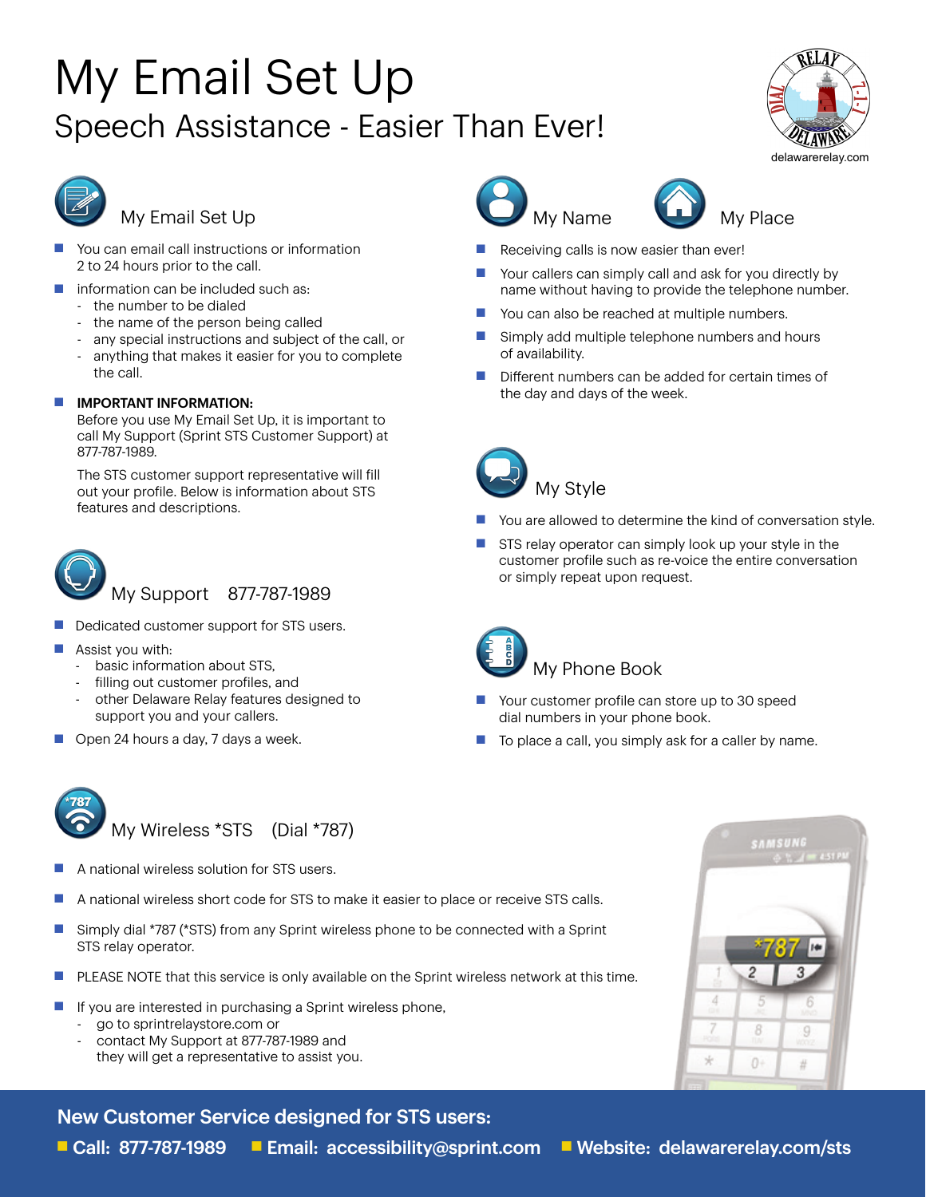# My Email Set Up

## Speech Assistance - Easier Than Ever!

delawarerelay.com

### My Email Set Up

- You can email call instructions or information 2 to 24 hours prior to the call.
- information can be included such as:
  - the number to be dialed
  - the name of the person being called
  - any special instructions and subject of the call, or
  - anything that makes it easier for you to complete the call.
- **IMPORTANT INFORMATION:**
  Before you use My Email Set Up, it is important to call My Support (Sprint STS Customer Support) at 877-787-1989.

  The STS customer support representative will fill out your profile. Below is information about STS features and descriptions.

### My Support 877-787-1989

- Dedicated customer support for STS users.
- Assist you with:
  - basic information about STS,
  - filling out customer profiles, and
  - other Delaware Relay features designed to support you and your callers.
- Open 24 hours a day, 7 days a week.

### My Name / My Place

- Receiving calls is now easier than ever!
- Your callers can simply call and ask for you directly by name without having to provide the telephone number.
- You can also be reached at multiple numbers.
- Simply add multiple telephone numbers and hours of availability.
- Different numbers can be added for certain times of the day and days of the week.

### My Style

- You are allowed to determine the kind of conversation style.
- STS relay operator can simply look up your style in the customer profile such as re-voice the entire conversation or simply repeat upon request.

### My Phone Book

- Your customer profile can store up to 30 speed dial numbers in your phone book.
- To place a call, you simply ask for a caller by name.

### My Wireless *STS (Dial *787)

- A national wireless solution for STS users.
- A national wireless short code for STS to make it easier to place or receive STS calls.
- Simply dial *787 (*STS) from any Sprint wireless phone to be connected with a Sprint STS relay operator.
- PLEASE NOTE that this service is only available on the Sprint wireless network at this time.
- If you are interested in purchasing a Sprint wireless phone,
  - go to sprintrelaystore.com or
  - contact My Support at 877-787-1989 and they will get a representative to assist you.

**New Customer Service designed for STS users:**

- **Call: 877-787-1989**
- **Email: accessibility@sprint.com**
- **Website: delawarerelay.com/sts**